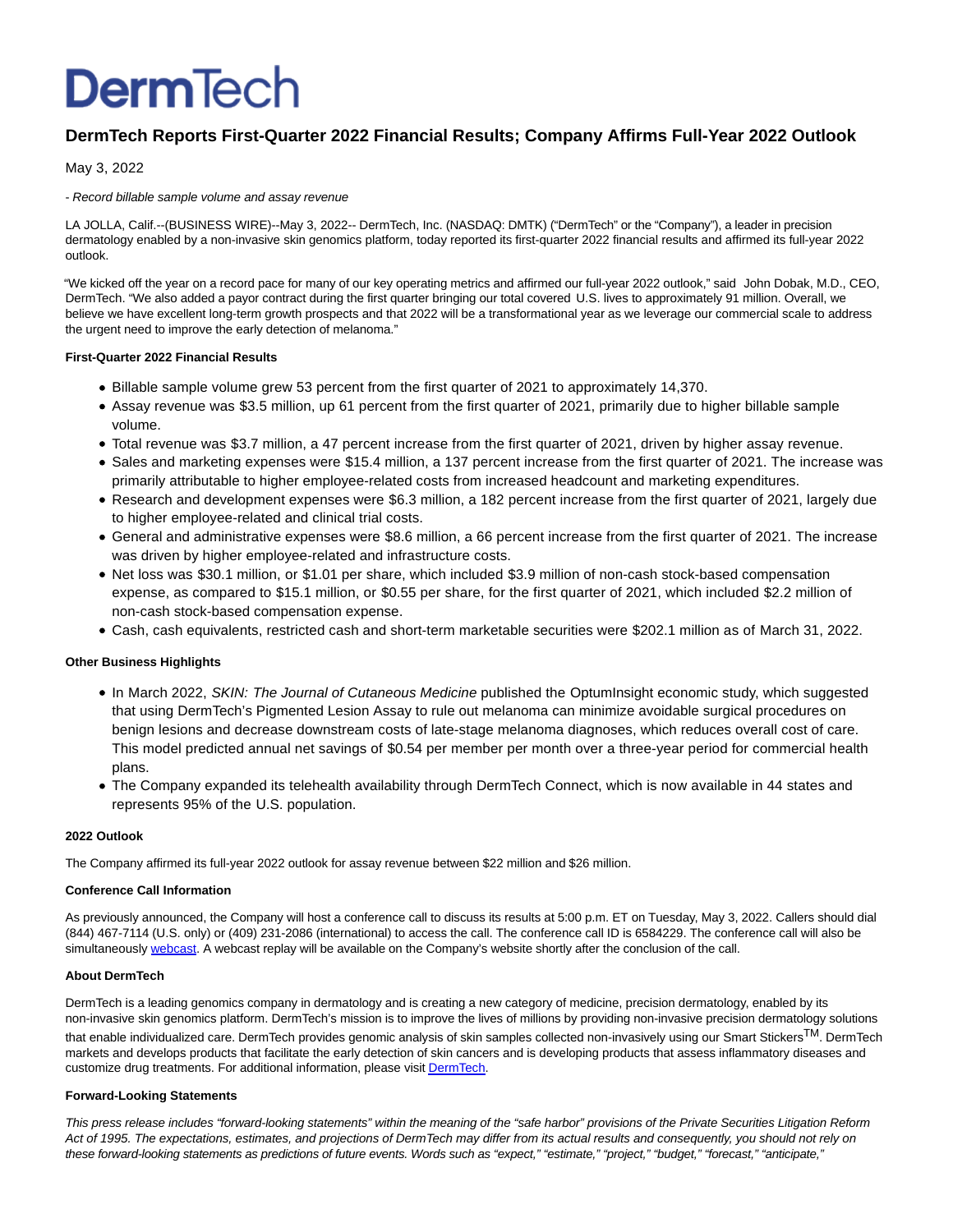# DermTech

## DermTech Reports First-Quarter 2022 Financial Results; Company Affirms Full-Year 2022 Outlook

May 3, 2022

*- Record billable sample volume and assay revenue*

LA JOLLA, Calif.--(BUSINESS WIRE)--May 3, 2022-- DermTech, Inc. (NASDAQ: DMTK) ("DermTech" or the "Company"), a leader in precision dermatology enabled by a non-invasive skin genomics platform, today reported its first-quarter 2022 financial results and affirmed its full-year 2022 outlook.

"We kicked off the year on a record pace for many of our key operating metrics and affirmed our full-year 2022 outlook," said John Dobak, M.D., CEO, DermTech. "We also added a payor contract during the first quarter bringing our total covered U.S. lives to approximately 91 million. Overall, we believe we have excellent long-term growth prospects and that 2022 will be a transformational year as we leverage our commercial scale to address the urgent need to improve the early detection of melanoma."

**First-Quarter 2022 Financial Results**

- Billable sample volume grew 53 percent from the first quarter of 2021 to approximately 14,370.
- Assay revenue was $3.5 million, up 61 percent from the first quarter of 2021, primarily due to higher billable sample volume.
- Total revenue was $3.7 million, a 47 percent increase from the first quarter of 2021, driven by higher assay revenue.
- Sales and marketing expenses were $15.4 million, a 137 percent increase from the first quarter of 2021. The increase was primarily attributable to higher employee-related costs from increased headcount and marketing expenditures.
- Research and development expenses were $6.3 million, a 182 percent increase from the first quarter of 2021, largely due to higher employee-related and clinical trial costs.
- General and administrative expenses were $8.6 million, a 66 percent increase from the first quarter of 2021. The increase was driven by higher employee-related and infrastructure costs.
- Net loss was $30.1 million, or $1.01 per share, which included $3.9 million of non-cash stock-based compensation expense, as compared to $15.1 million, or $0.55 per share, for the first quarter of 2021, which included $2.2 million of non-cash stock-based compensation expense.
- Cash, cash equivalents, restricted cash and short-term marketable securities were $202.1 million as of March 31, 2022.

**Other Business Highlights**

- In March 2022, *SKIN: The Journal of Cutaneous Medicine* published the OptumInsight economic study, which suggested that using DermTech's Pigmented Lesion Assay to rule out melanoma can minimize avoidable surgical procedures on benign lesions and decrease downstream costs of late-stage melanoma diagnoses, which reduces overall cost of care. This model predicted annual net savings of $0.54 per member per month over a three-year period for commercial health plans.
- The Company expanded its telehealth availability through DermTech Connect, which is now available in 44 states and represents 95% of the U.S. population.

**2022 Outlook**

The Company affirmed its full-year 2022 outlook for assay revenue between $22 million and $26 million.

**Conference Call Information**

As previously announced, the Company will host a conference call to discuss its results at 5:00 p.m. ET on Tuesday, May 3, 2022. Callers should dial (844) 467-7114 (U.S. only) or (409) 231-2086 (international) to access the call. The conference call ID is 6584229. The conference call will also be simultaneously webcast. A webcast replay will be available on the Company's website shortly after the conclusion of the call.

**About DermTech**

DermTech is a leading genomics company in dermatology and is creating a new category of medicine, precision dermatology, enabled by its non-invasive skin genomics platform. DermTech's mission is to improve the lives of millions by providing non-invasive precision dermatology solutions that enable individualized care. DermTech provides genomic analysis of skin samples collected non-invasively using our Smart Stickers™. DermTech markets and develops products that facilitate the early detection of skin cancers and is developing products that assess inflammatory diseases and customize drug treatments. For additional information, please visit DermTech.

**Forward-Looking Statements**

*This press release includes "forward-looking statements" within the meaning of the "safe harbor" provisions of the Private Securities Litigation Reform Act of 1995. The expectations, estimates, and projections of DermTech may differ from its actual results and consequently, you should not rely on these forward-looking statements as predictions of future events. Words such as "expect," "estimate," "project," "budget," "forecast," "anticipate,"*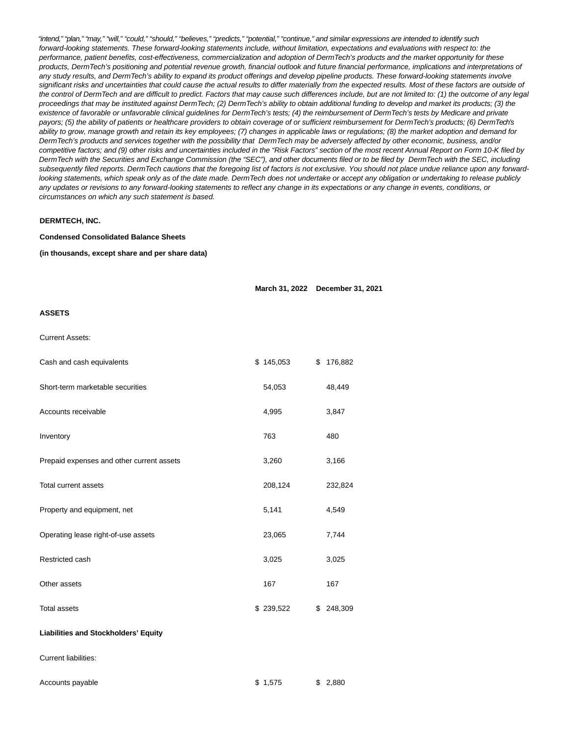*"intend," "plan," "may," "will," "could," "should," "believes," "predicts," "potential," "continue," and similar expressions are intended to identify such forward-looking statements. These forward-looking statements include, without limitation, expectations and evaluations with respect to: the performance, patient benefits, cost-effectiveness, commercialization and adoption of DermTech's products and the market opportunity for these products, DermTech's positioning and potential revenue growth, financial outlook and future financial performance, implications and interpretations of any study results, and DermTech's ability to expand its product offerings and develop pipeline products. These forward-looking statements involve significant risks and uncertainties that could cause the actual results to differ materially from the expected results. Most of these factors are outside of the control of DermTech and are difficult to predict. Factors that may cause such differences include, but are not limited to: (1) the outcome of any legal proceedings that may be instituted against DermTech; (2) DermTech's ability to obtain additional funding to develop and market its products; (3) the existence of favorable or unfavorable clinical guidelines for DermTech's tests; (4) the reimbursement of DermTech's tests by Medicare and private payors; (5) the ability of patients or healthcare providers to obtain coverage of or sufficient reimbursement for DermTech's products; (6) DermTech's ability to grow, manage growth and retain its key employees; (7) changes in applicable laws or regulations; (8) the market adoption and demand for DermTech's products and services together with the possibility that DermTech may be adversely affected by other economic, business, and/or competitive factors; and (9) other risks and uncertainties included in the "Risk Factors" section of the most recent Annual Report on Form 10-K filed by DermTech with the Securities and Exchange Commission (the "SEC"), and other documents filed or to be filed by DermTech with the SEC, including subsequently filed reports. DermTech cautions that the foregoing list of factors is not exclusive. You should not place undue reliance upon any forward-looking statements, which speak only as of the date made. DermTech does not undertake or accept any obligation or undertaking to release publicly any updates or revisions to any forward-looking statements to reflect any change in its expectations or any change in events, conditions, or circumstances on which any such statement is based.*

**DERMTECH, INC.**

**Condensed Consolidated Balance Sheets**

**(in thousands, except share and per share data)**

| | **March 31, 2022** | **December 31, 2021** |
|---|---|---|
| **ASSETS** | | |
| Current Assets: | | |
| Cash and cash equivalents | $ 145,053 | $ 176,882 |
| Short-term marketable securities | 54,053 | 48,449 |
| Accounts receivable | 4,995 | 3,847 |
| Inventory | 763 | 480 |
| Prepaid expenses and other current assets | 3,260 | 3,166 |
| Total current assets | 208,124 | 232,824 |
| Property and equipment, net | 5,141 | 4,549 |
| Operating lease right-of-use assets | 23,065 | 7,744 |
| Restricted cash | 3,025 | 3,025 |
| Other assets | 167 | 167 |
| Total assets | $ 239,522 | $ 248,309 |
| **Liabilities and Stockholders' Equity** | | |
| Current liabilities: | | |
| Accounts payable | $ 1,575 | $ 2,880 |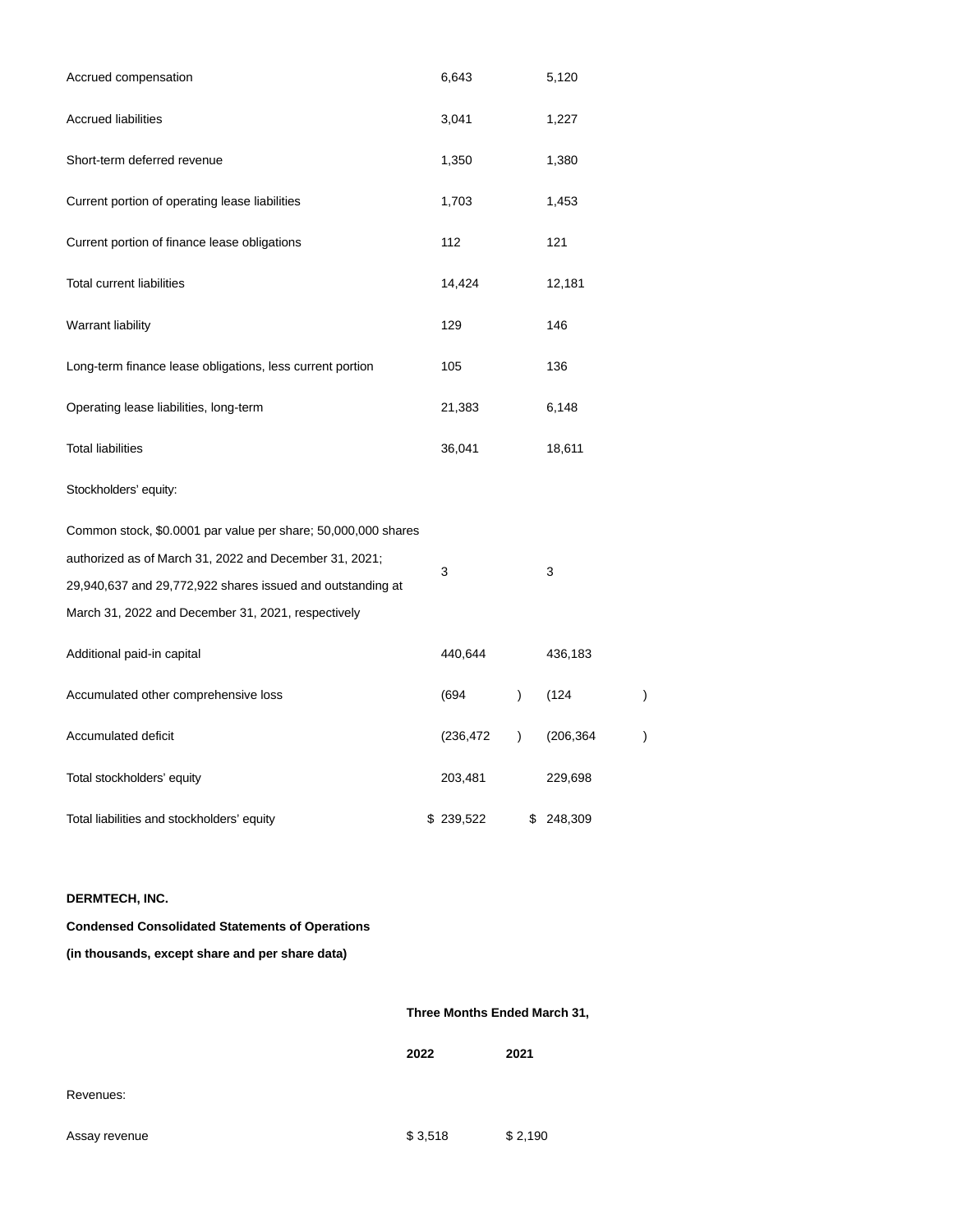| | | |
|---|---|---|
| Accrued compensation | 6,643 | 5,120 |
| Accrued liabilities | 3,041 | 1,227 |
| Short-term deferred revenue | 1,350 | 1,380 |
| Current portion of operating lease liabilities | 1,703 | 1,453 |
| Current portion of finance lease obligations | 112 | 121 |
| Total current liabilities | 14,424 | 12,181 |
| Warrant liability | 129 | 146 |
| Long-term finance lease obligations, less current portion | 105 | 136 |
| Operating lease liabilities, long-term | 21,383 | 6,148 |
| Total liabilities | 36,041 | 18,611 |
| Stockholders' equity: | | |
| Common stock, $0.0001 par value per share; 50,000,000 shares authorized as of March 31, 2022 and December 31, 2021; 29,940,637 and 29,772,922 shares issued and outstanding at March 31, 2022 and December 31, 2021, respectively | 3 | 3 |
| Additional paid-in capital | 440,644 | 436,183 |
| Accumulated other comprehensive loss | (694) | (124) |
| Accumulated deficit | (236,472) | (206,364) |
| Total stockholders' equity | 203,481 | 229,698 |
| Total liabilities and stockholders' equity | $ 239,522 | $ 248,309 |

**DERMTECH, INC.**

**Condensed Consolidated Statements of Operations**

**(in thousands, except share and per share data)**

| | Three Months Ended March 31, | |
|---|---|---|
| | **2022** | **2021** |
| Revenues: | | |
| Assay revenue | $ 3,518 | $ 2,190 |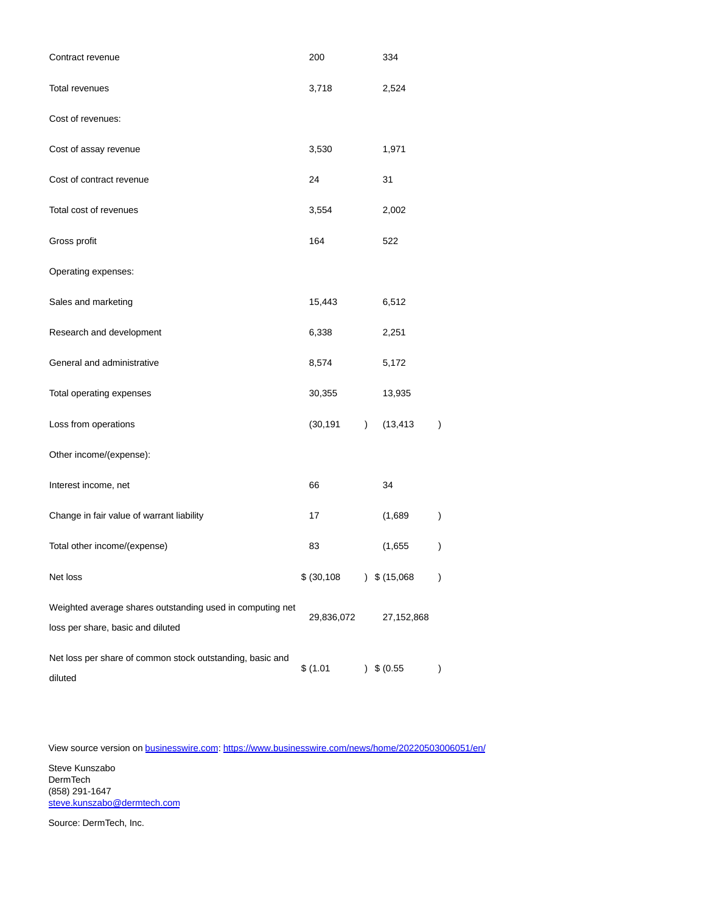| | | |
|---|---|---|
| Contract revenue | 200 | 334 |
| Total revenues | 3,718 | 2,524 |
| Cost of revenues: | | |
| Cost of assay revenue | 3,530 | 1,971 |
| Cost of contract revenue | 24 | 31 |
| Total cost of revenues | 3,554 | 2,002 |
| Gross profit | 164 | 522 |
| Operating expenses: | | |
| Sales and marketing | 15,443 | 6,512 |
| Research and development | 6,338 | 2,251 |
| General and administrative | 8,574 | 5,172 |
| Total operating expenses | 30,355 | 13,935 |
| Loss from operations | (30,191) | (13,413) |
| Other income/(expense): | | |
| Interest income, net | 66 | 34 |
| Change in fair value of warrant liability | 17 | (1,689) |
| Total other income/(expense) | 83 | (1,655) |
| Net loss | $ (30,108) | $ (15,068) |
| Weighted average shares outstanding used in computing net loss per share, basic and diluted | 29,836,072 | 27,152,868 |
| Net loss per share of common stock outstanding, basic and diluted | $ (1.01) | $ (0.55) |

View source version on businesswire.com: https://www.businesswire.com/news/home/20220503006051/en/

Steve Kunszabo
DermTech
(858) 291-1647
steve.kunszabo@dermtech.com

Source: DermTech, Inc.